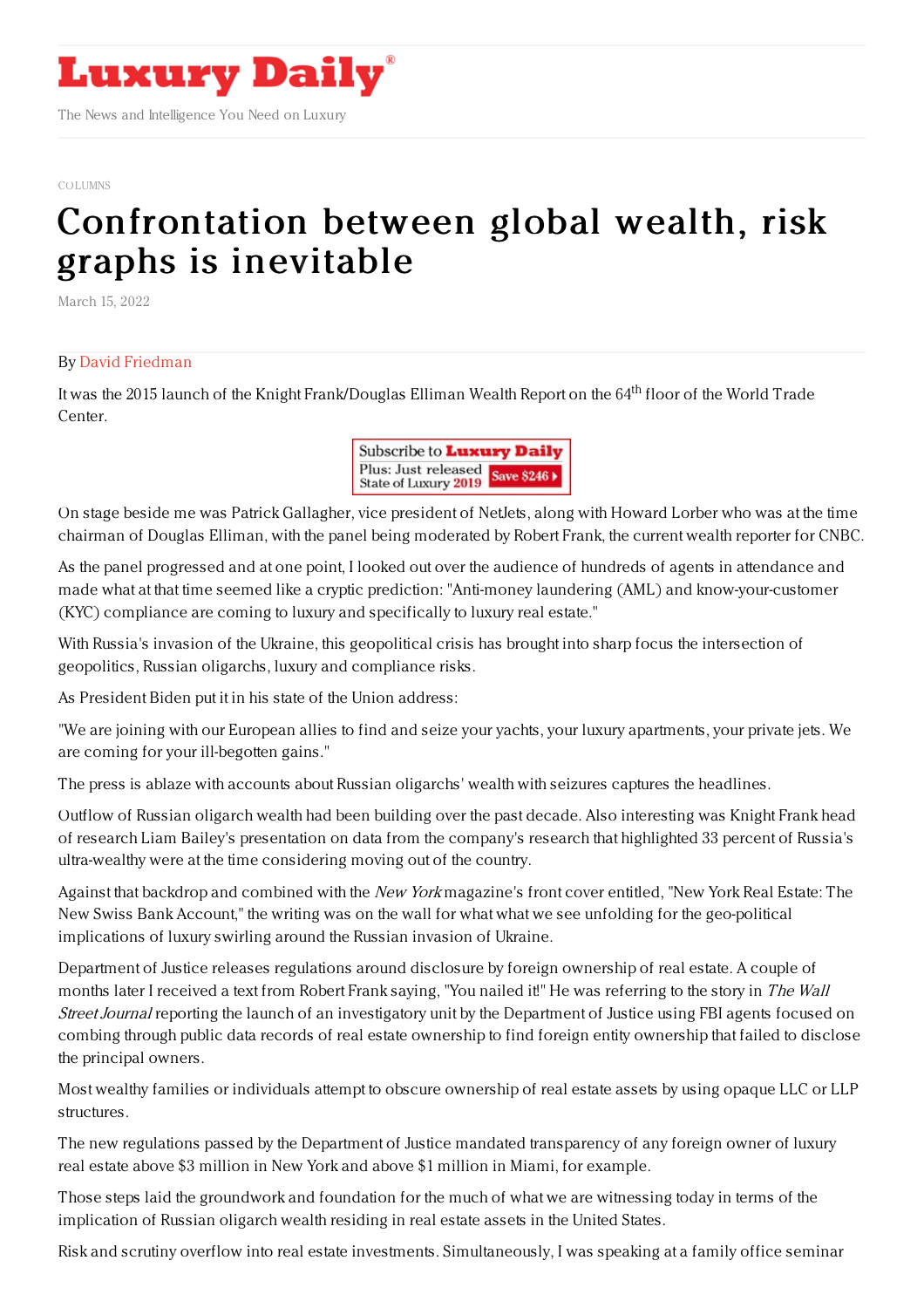COLUMNS

# Confrontation between global wealth, risk graphs is inevitable

March 15, 2022

By David Friedman

It was the 2015 launch of the Knight Frank/Douglas Elliman Wealth Report on the 64th floor of the World Trade Center.

On stage beside me was Patrick Gallagher, vice president of NetJets, along with Howard Lorber who was at the time chairman of Douglas Elliman, with the panel being moderated by Robert Frank, the current wealth reporter for CNBC.

As the panel progressed and at one point, I looked out over the audience of hundreds of agents in attendance and made what at that time seemed like a cryptic prediction: "Anti-money laundering (AML) and know-your-customer (KYC) compliance are coming to luxury and specifically to luxury real estate."

With Russia's invasion of the Ukraine, this geopolitical crisis has brought into sharp focus the intersection of geopolitics, Russian oligarchs, luxury and compliance risks.

As President Biden put it in his state of the Union address:

"We are joining with our European allies to find and seize your yachts, your luxury apartments, your private jets. We are coming for your ill-begotten gains."

The press is ablaze with accounts about Russian oligarchs' wealth with seizures captures the headlines.

Outflow of Russian oligarch wealth had been building over the past decade. Also interesting was Knight Frank head of research Liam Bailey's presentation on data from the company's research that highlighted 33 percent of Russia's ultra-wealthy were at the time considering moving out of the country.

Against that backdrop and combined with the *New York* magazine's front cover entitled, "New York Real Estate: The New Swiss Bank Account," the writing was on the wall for what what we see unfolding for the geo-political implications of luxury swirling around the Russian invasion of Ukraine.

Department of Justice releases regulations around disclosure by foreign ownership of real estate. A couple of months later I received a text from Robert Frank saying, "You nailed it!" He was referring to the story in *The Wall Street Journal* reporting the launch of an investigatory unit by the Department of Justice using FBI agents focused on combing through public data records of real estate ownership to find foreign entity ownership that failed to disclose the principal owners.

Most wealthy families or individuals attempt to obscure ownership of real estate assets by using opaque LLC or LLP structures.

The new regulations passed by the Department of Justice mandated transparency of any foreign owner of luxury real estate above $3 million in New York and above $1 million in Miami, for example.

Those steps laid the groundwork and foundation for the much of what we are witnessing today in terms of the implication of Russian oligarch wealth residing in real estate assets in the United States.

Risk and scrutiny overflow into real estate investments. Simultaneously, I was speaking at a family office seminar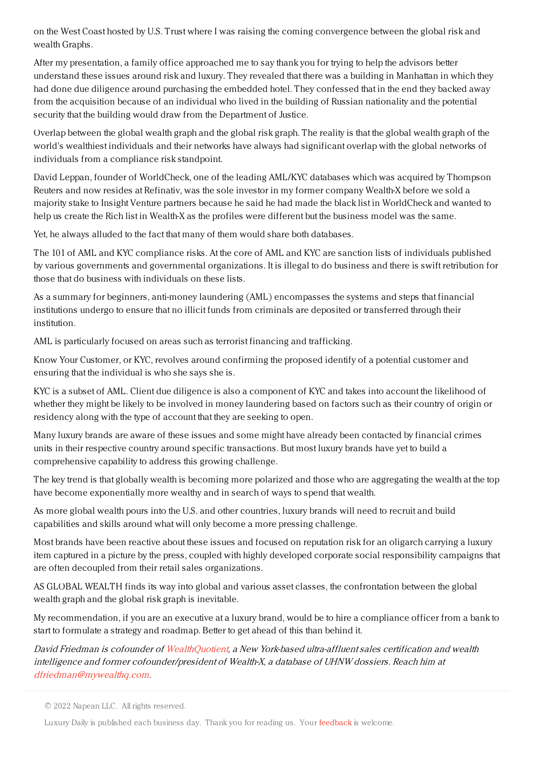on the West Coast hosted by U.S. Trust where I was raising the coming convergence between the global risk and wealth Graphs.

After my presentation, a family office approached me to say thank you for trying to help the advisors better understand these issues around risk and luxury. They revealed that there was a building in Manhattan in which they had done due diligence around purchasing the embedded hotel. They confessed that in the end they backed away from the acquisition because of an individual who lived in the building of Russian nationality and the potential security that the building would draw from the Department of Justice.

Overlap between the global wealth graph and the global risk graph. The reality is that the global wealth graph of the world's wealthiest individuals and their networks have always had significant overlap with the global networks of individuals from a compliance risk standpoint.

David Leppan, founder of WorldCheck, one of the leading AML/KYC databases which was acquired by Thompson Reuters and now resides at Refinativ, was the sole investor in my former company Wealth-X before we sold a majority stake to Insight Venture partners because he said he had made the black list in WorldCheck and wanted to help us create the Rich list in Wealth-X as the profiles were different but the business model was the same.

Yet, he always alluded to the fact that many of them would share both databases.

The 101 of AML and KYC compliance risks. At the core of AML and KYC are sanction lists of individuals published by various governments and governmental organizations. It is illegal to do business and there is swift retribution for those that do business with individuals on these lists.

As a summary for beginners, anti-money laundering (AML) encompasses the systems and steps that financial institutions undergo to ensure that no illicit funds from criminals are deposited or transferred through their institution.

AML is particularly focused on areas such as terrorist financing and trafficking.

Know Your Customer, or KYC, revolves around confirming the proposed identify of a potential customer and ensuring that the individual is who she says she is.

KYC is a subset of AML. Client due diligence is also a component of KYC and takes into account the likelihood of whether they might be likely to be involved in money laundering based on factors such as their country of origin or residency along with the type of account that they are seeking to open.

Many luxury brands are aware of these issues and some might have already been contacted by financial crimes units in their respective country around specific transactions. But most luxury brands have yet to build a comprehensive capability to address this growing challenge.

The key trend is that globally wealth is becoming more polarized and those who are aggregating the wealth at the top have become exponentially more wealthy and in search of ways to spend that wealth.

As more global wealth pours into the U.S. and other countries, luxury brands will need to recruit and build capabilities and skills around what will only become a more pressing challenge.

Most brands have been reactive about these issues and focused on reputation risk for an oligarch carrying a luxury item captured in a picture by the press, coupled with highly developed corporate social responsibility campaigns that are often decoupled from their retail sales organizations.

AS GLOBAL WEALTH finds its way into global and various asset classes, the confrontation between the global wealth graph and the global risk graph is inevitable.

My recommendation, if you are an executive at a luxury brand, would be to hire a compliance officer from a bank to start to formulate a strategy and roadmap. Better to get ahead of this than behind it.

*David Friedman is cofounder of WealthQuotient, a New York-based ultra-affluent sales certification and wealth intelligence and former cofounder/president of Wealth-X, a database of UHNW dossiers. Reach him at dfriedman@mywealthq.com.*

© 2022 Napean LLC. All rights reserved.

Luxury Daily is published each business day. Thank you for reading us. Your feedback is welcome.